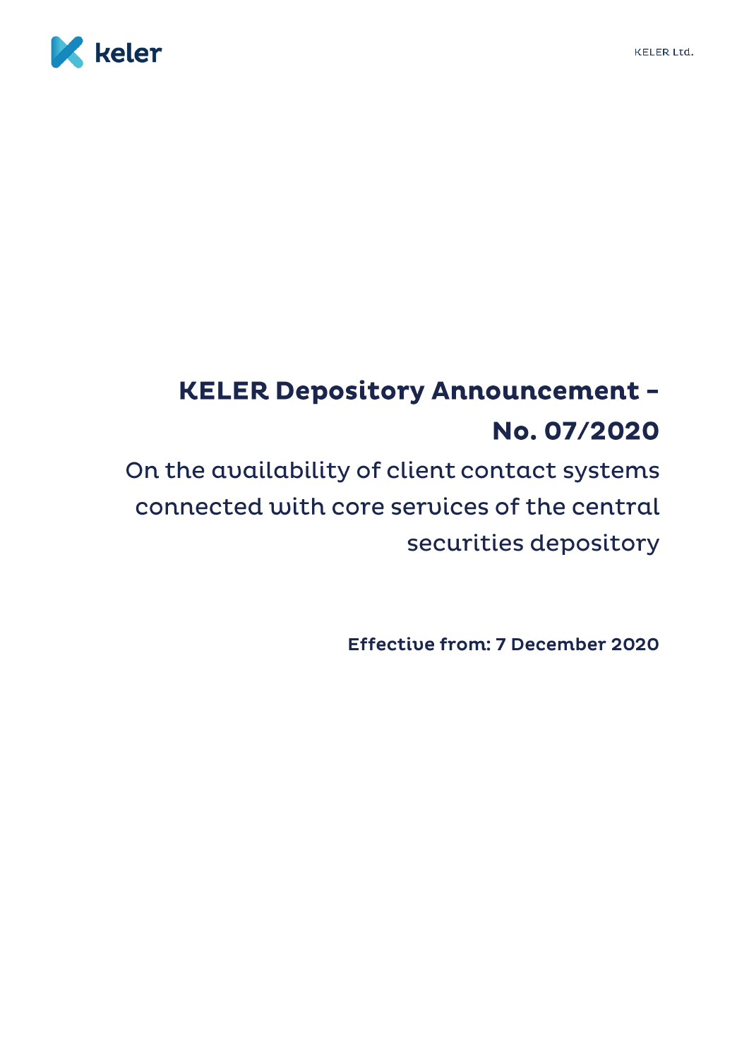# KELER Depository Announcement – No. 07/2020

## On the availability of client contact systems connected with core services of the central securities depository

**Effective from: 7 December 2020**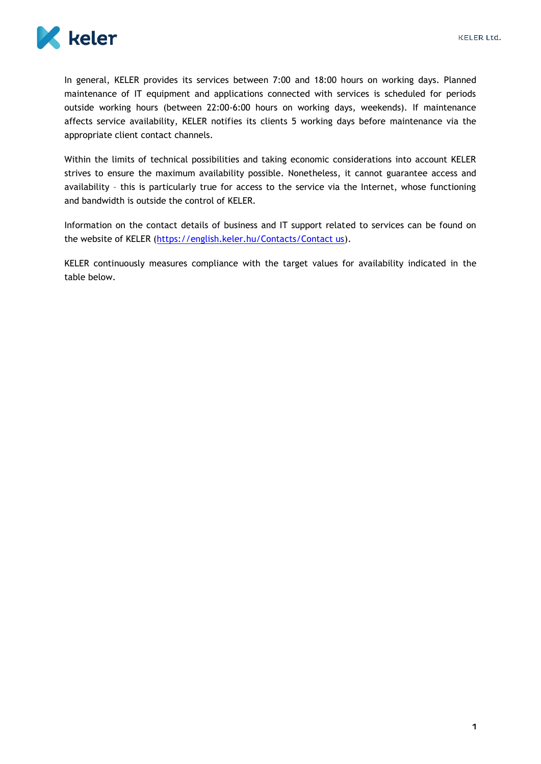In general, KELER provides its services between 7:00 and 18:00 hours on working days. Planned maintenance of IT equipment and applications connected with services is scheduled for periods outside working hours (between 22:00-6:00 hours on working days, weekends). If maintenance affects service availability, KELER notifies its clients 5 working days before maintenance via the appropriate client contact channels.

Within the limits of technical possibilities and taking economic considerations into account KELER strives to ensure the maximum availability possible. Nonetheless, it cannot guarantee access and availability – this is particularly true for access to the service via the Internet, whose functioning and bandwidth is outside the control of KELER.

Information on the contact details of business and IT support related to services can be found on the website of KELER (https://english.keler.hu/Contacts/Contact us).

KELER continuously measures compliance with the target values for availability indicated in the table below.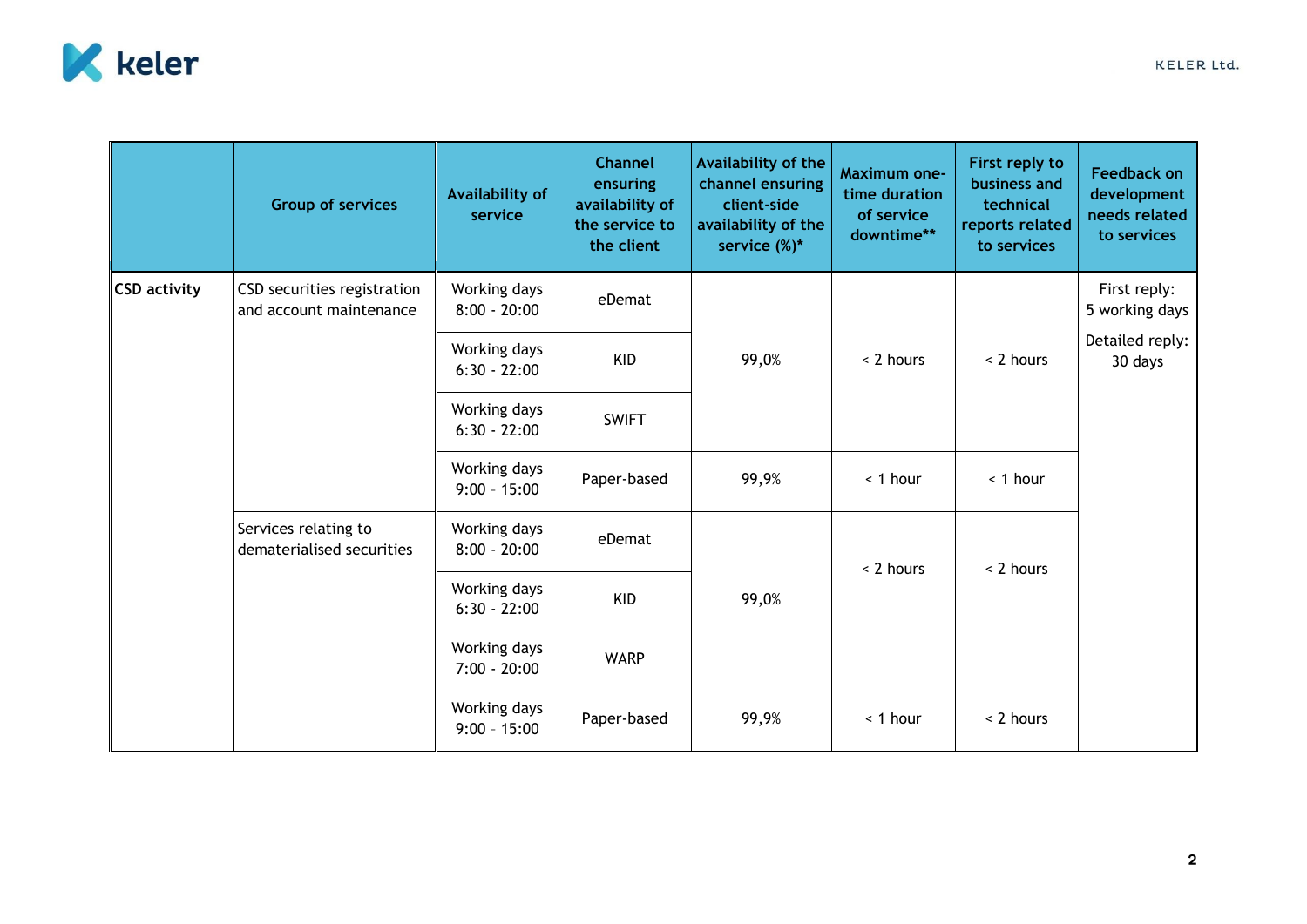| | Group of services | Availability of service | Channel ensuring availability of the service to the client | Availability of the channel ensuring client-side availability of the service (%)* | Maximum one-time duration of service downtime** | First reply to business and technical reports related to services | Feedback on development needs related to services |
|---|---|---|---|---|---|---|---|
| **CSD activity** | CSD securities registration and account maintenance | Working days 8:00 - 20:00 | eDemat | 99,0% | < 2 hours | < 2 hours | First reply: 5 working days<br>Detailed reply: 30 days |
| | | Working days 6:30 - 22:00 | KID | | | | |
| | | Working days 6:30 - 22:00 | SWIFT | | | | |
| | | Working days 9:00 – 15:00 | Paper-based | 99,9% | < 1 hour | < 1 hour | |
| | Services relating to dematerialised securities | Working days 8:00 - 20:00 | eDemat | 99,0% | < 2 hours | < 2 hours | |
| | | Working days 6:30 - 22:00 | KID | | | | |
| | | Working days 7:00 - 20:00 | WARP | | | | |
| | | Working days 9:00 – 15:00 | Paper-based | 99,9% | < 1 hour | < 2 hours | |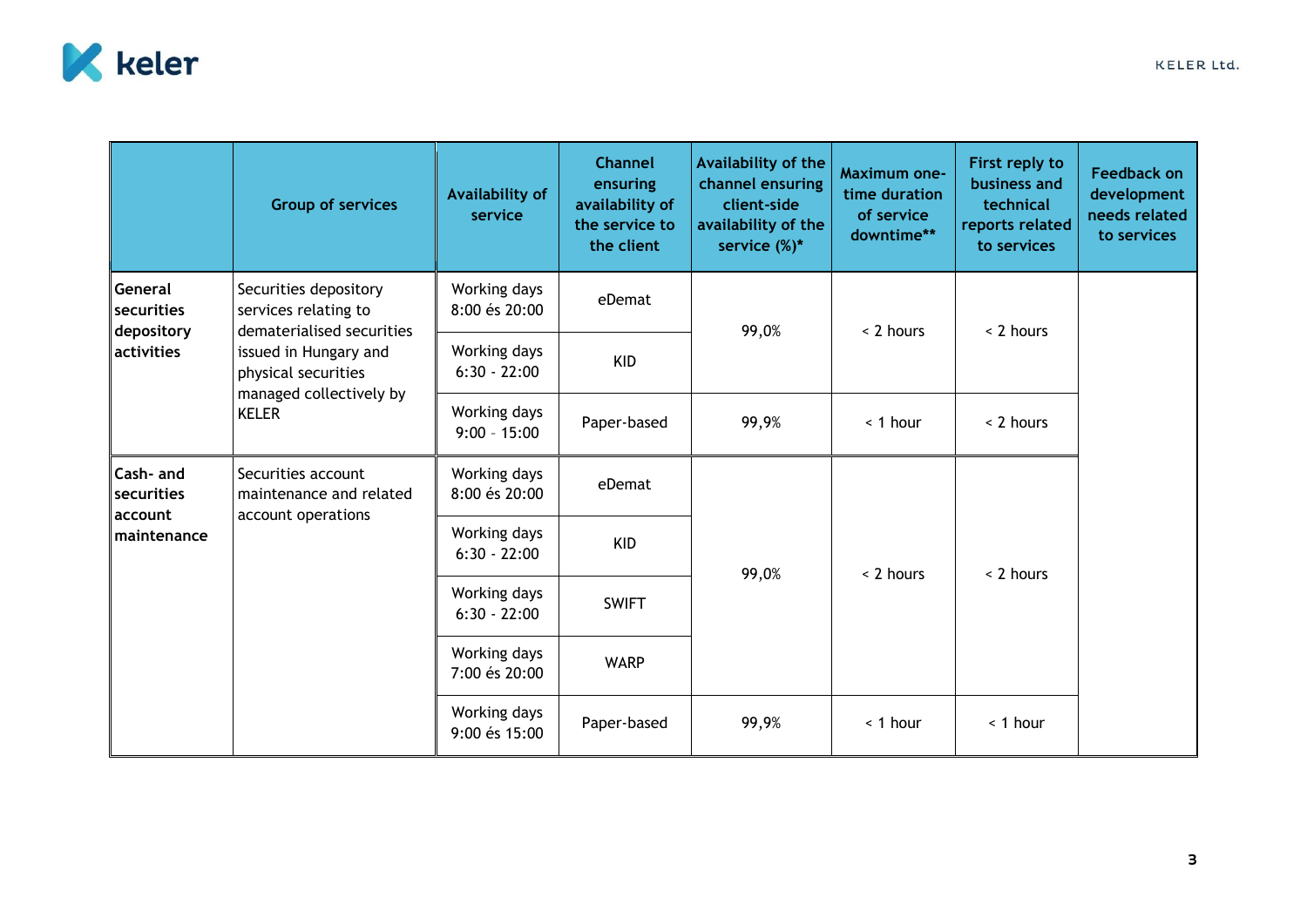|  | Group of services | Availability of service | Channel ensuring availability of the service to the client | Availability of the channel ensuring client-side availability of the service (%)* | Maximum one-time duration of service downtime** | First reply to business and technical reports related to services | Feedback on development needs related to services |
|---|---|---|---|---|---|---|---|
| **General securities depository activities** | Securities depository services relating to dematerialised securities issued in Hungary and physical securities managed collectively by KELER | Working days 8:00 és 20:00 | eDemat | 99,0% | < 2 hours | < 2 hours |  |
|  |  | Working days 6:30 - 22:00 | KID |  |  |  |  |
|  |  | Working days 9:00 – 15:00 | Paper-based | 99,9% | < 1 hour | < 2 hours |  |
| **Cash- and securities account maintenance** | Securities account maintenance and related account operations | Working days 8:00 és 20:00 | eDemat | 99,0% | < 2 hours | < 2 hours |  |
|  |  | Working days 6:30 - 22:00 | KID |  |  |  |  |
|  |  | Working days 6:30 - 22:00 | SWIFT |  |  |  |  |
|  |  | Working days 7:00 és 20:00 | WARP |  |  |  |  |
|  |  | Working days 9:00 és 15:00 | Paper-based | 99,9% | < 1 hour | < 1 hour |  |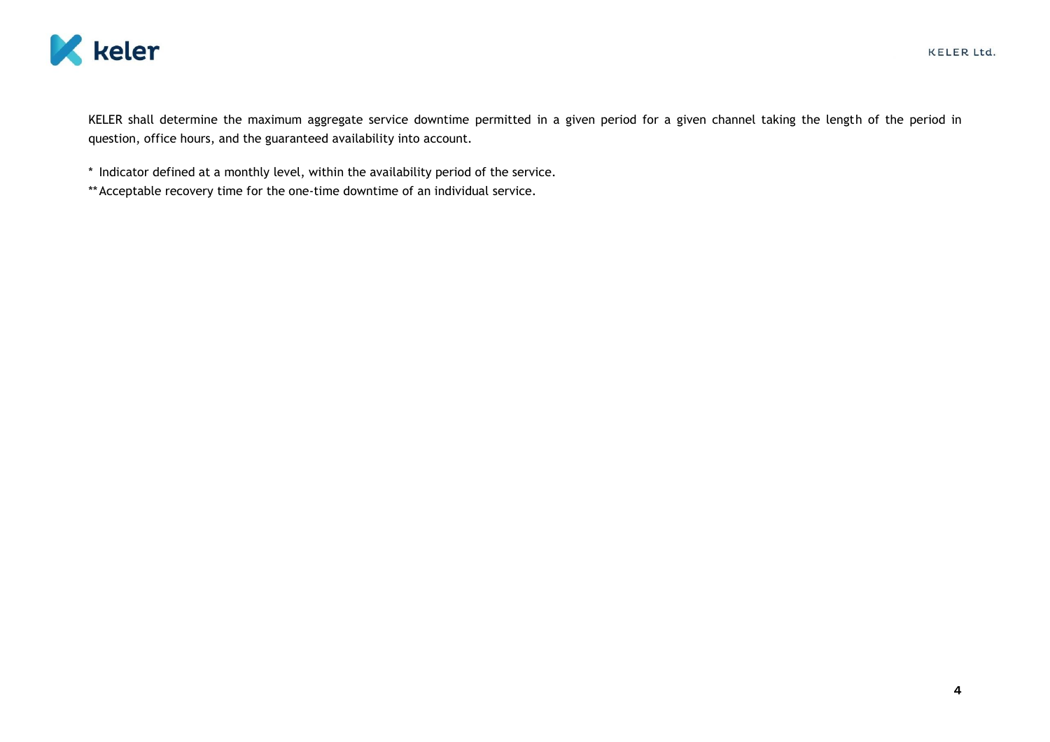KELER shall determine the maximum aggregate service downtime permitted in a given period for a given channel taking the length of the period in question, office hours, and the guaranteed availability into account.

* Indicator defined at a monthly level, within the availability period of the service.

** Acceptable recovery time for the one-time downtime of an individual service.